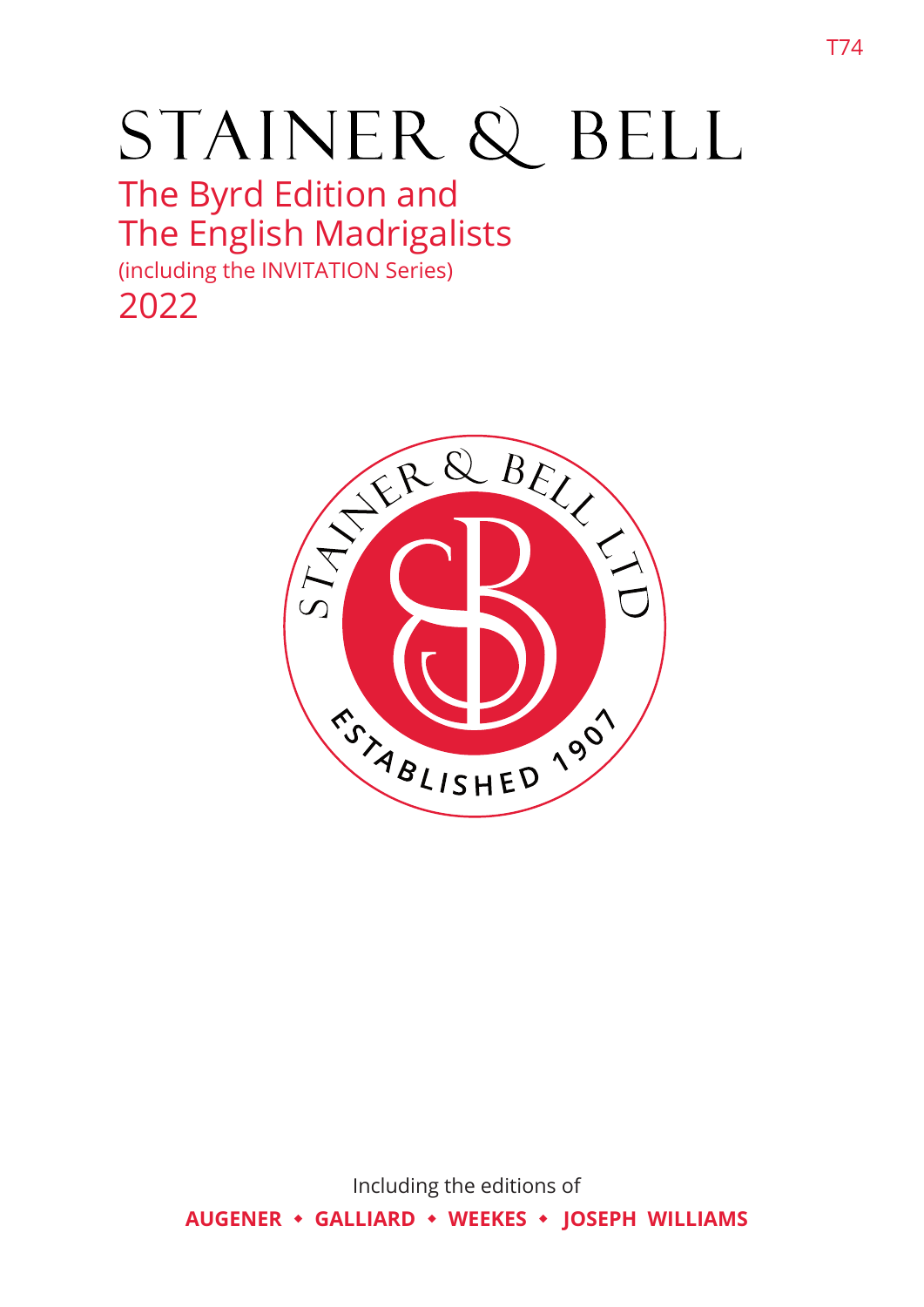T74

# STAINER & BELL

## The Byrd Edition and The English Madrigalists

(including the INVITATION Series)

2022

STAINER & BELL LTD

ESTABLISHED 1907

Including the editions of

**AUGENER ◆ GALLIARD ◆ WEEKES ◆ JOSEPH WILLIAMS**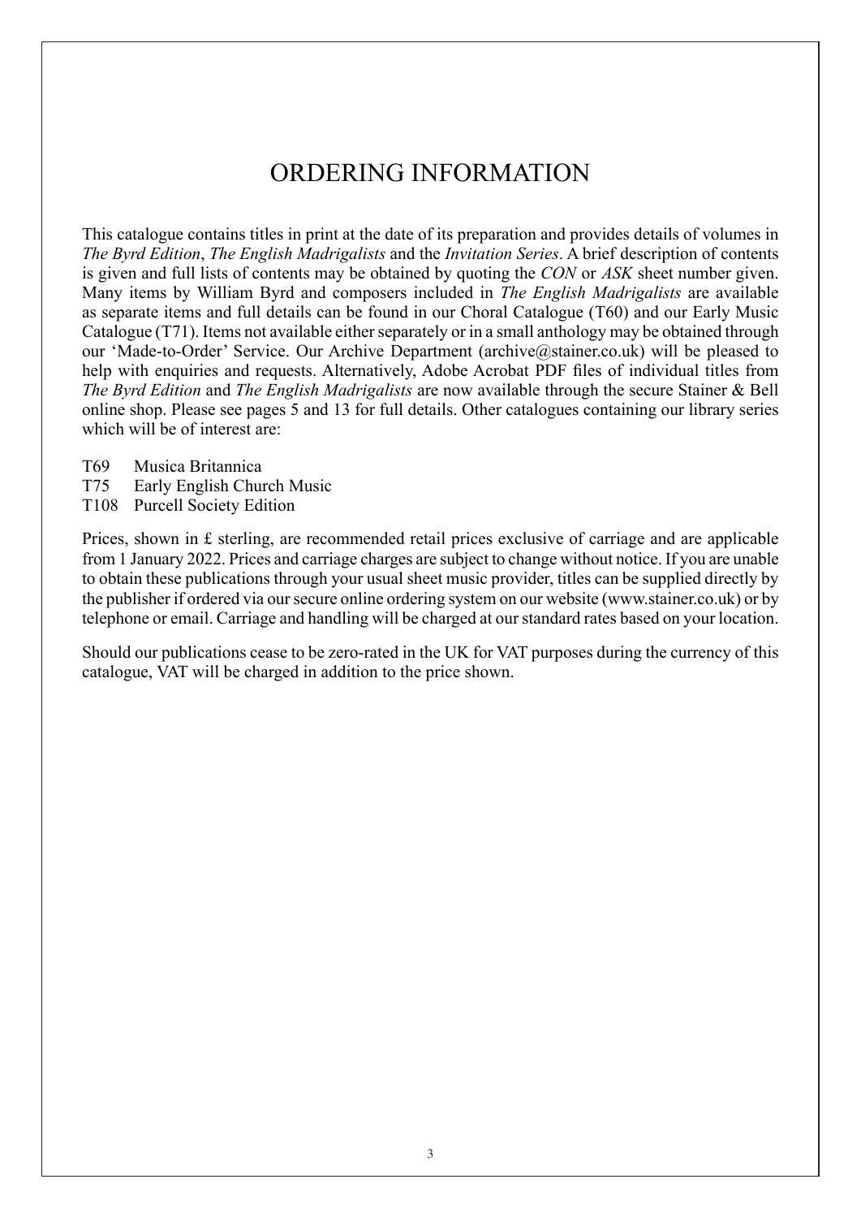# ORDERING INFORMATION

This catalogue contains titles in print at the date of its preparation and provides details of volumes in *The Byrd Edition*, *The English Madrigalists* and the *Invitation Series*. A brief description of contents is given and full lists of contents may be obtained by quoting the *CON* or *ASK* sheet number given. Many items by William Byrd and composers included in *The English Madrigalists* are available as separate items and full details can be found in our Choral Catalogue (T60) and our Early Music Catalogue (T71). Items not available either separately or in a small anthology may be obtained through our 'Made-to-Order' Service. Our Archive Department (archive@stainer.co.uk) will be pleased to help with enquiries and requests. Alternatively, Adobe Acrobat PDF files of individual titles from *The Byrd Edition* and *The English Madrigalists* are now available through the secure Stainer & Bell online shop. Please see pages 5 and 13 for full details. Other catalogues containing our library series which will be of interest are:

T69 Musica Britannica
T75 Early English Church Music
T108 Purcell Society Edition

Prices, shown in £ sterling, are recommended retail prices exclusive of carriage and are applicable from 1 January 2022. Prices and carriage charges are subject to change without notice. If you are unable to obtain these publications through your usual sheet music provider, titles can be supplied directly by the publisher if ordered via our secure online ordering system on our website (www.stainer.co.uk) or by telephone or email. Carriage and handling will be charged at our standard rates based on your location.

Should our publications cease to be zero-rated in the UK for VAT purposes during the currency of this catalogue, VAT will be charged in addition to the price shown.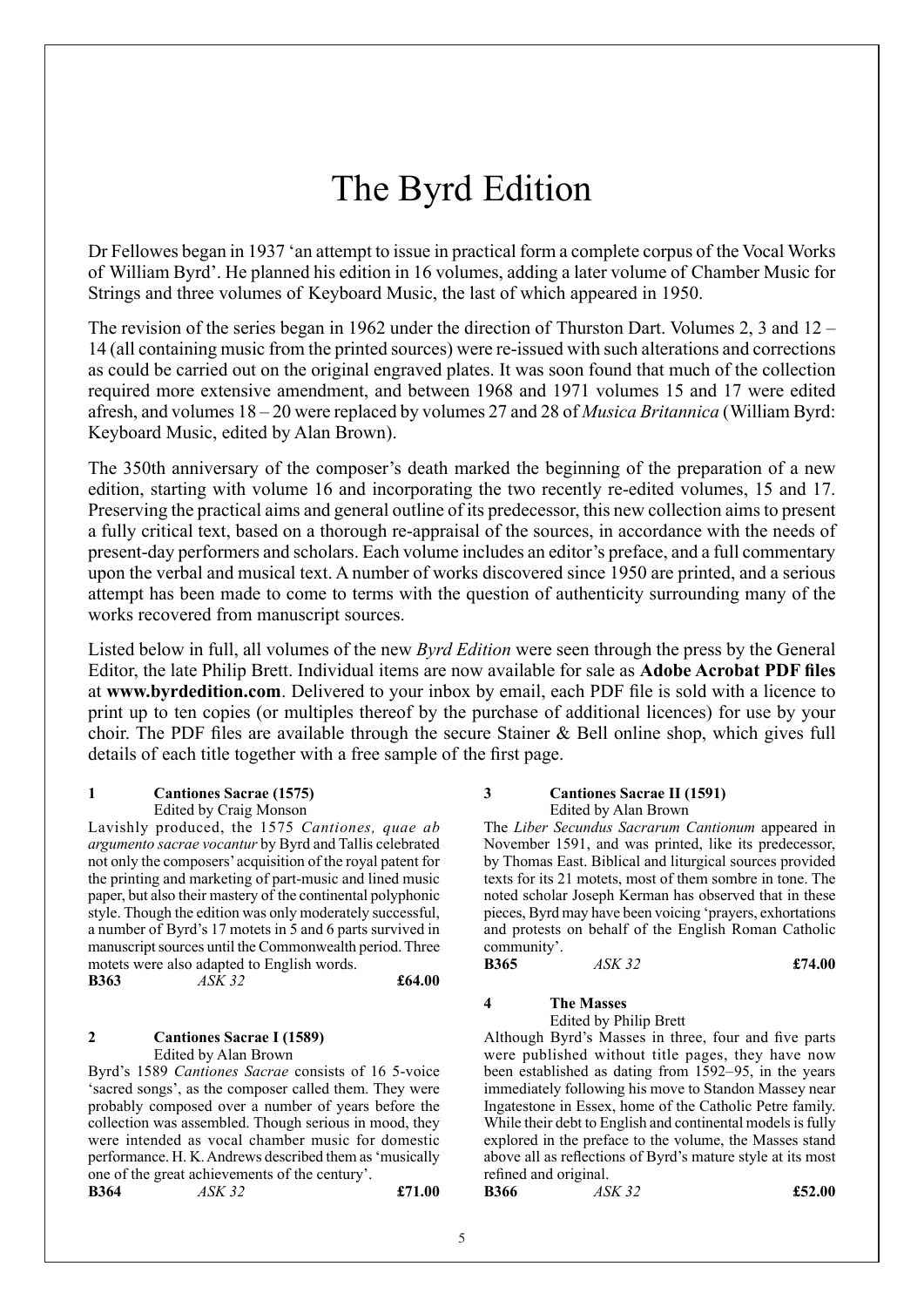# The Byrd Edition

Dr Fellowes began in 1937 'an attempt to issue in practical form a complete corpus of the Vocal Works of William Byrd'. He planned his edition in 16 volumes, adding a later volume of Chamber Music for Strings and three volumes of Keyboard Music, the last of which appeared in 1950.

The revision of the series began in 1962 under the direction of Thurston Dart. Volumes 2, 3 and 12 – 14 (all containing music from the printed sources) were re-issued with such alterations and corrections as could be carried out on the original engraved plates. It was soon found that much of the collection required more extensive amendment, and between 1968 and 1971 volumes 15 and 17 were edited afresh, and volumes 18 – 20 were replaced by volumes 27 and 28 of *Musica Britannica* (William Byrd: Keyboard Music, edited by Alan Brown).

The 350th anniversary of the composer's death marked the beginning of the preparation of a new edition, starting with volume 16 and incorporating the two recently re-edited volumes, 15 and 17. Preserving the practical aims and general outline of its predecessor, this new collection aims to present a fully critical text, based on a thorough re-appraisal of the sources, in accordance with the needs of present-day performers and scholars. Each volume includes an editor's preface, and a full commentary upon the verbal and musical text. A number of works discovered since 1950 are printed, and a serious attempt has been made to come to terms with the question of authenticity surrounding many of the works recovered from manuscript sources.

Listed below in full, all volumes of the new *Byrd Edition* were seen through the press by the General Editor, the late Philip Brett. Individual items are now available for sale as **Adobe Acrobat PDF files** at **www.byrdedition.com**. Delivered to your inbox by email, each PDF file is sold with a licence to print up to ten copies (or multiples thereof by the purchase of additional licences) for use by your choir. The PDF files are available through the secure Stainer & Bell online shop, which gives full details of each title together with a free sample of the first page.

**1 Cantiones Sacrae (1575)**
Edited by Craig Monson

Lavishly produced, the 1575 *Cantiones, quae ab argumento sacrae vocantur* by Byrd and Tallis celebrated not only the composers' acquisition of the royal patent for the printing and marketing of part-music and lined music paper, but also their mastery of the continental polyphonic style. Though the edition was only moderately successful, a number of Byrd's 17 motets in 5 and 6 parts survived in manuscript sources until the Commonwealth period. Three motets were also adapted to English words.

**B363** *ASK 32* **£64.00**

**2 Cantiones Sacrae I (1589)**
Edited by Alan Brown

Byrd's 1589 *Cantiones Sacrae* consists of 16 5-voice 'sacred songs', as the composer called them. They were probably composed over a number of years before the collection was assembled. Though serious in mood, they were intended as vocal chamber music for domestic performance. H. K. Andrews described them as 'musically one of the great achievements of the century'.

**B364** *ASK 32* **£71.00**

**3 Cantiones Sacrae II (1591)**
Edited by Alan Brown

The *Liber Secundus Sacrarum Cantionum* appeared in November 1591, and was printed, like its predecessor, by Thomas East. Biblical and liturgical sources provided texts for its 21 motets, most of them sombre in tone. The noted scholar Joseph Kerman has observed that in these pieces, Byrd may have been voicing 'prayers, exhortations and protests on behalf of the English Roman Catholic community'.

**B365** *ASK 32* **£74.00**

**4 The Masses**
Edited by Philip Brett

Although Byrd's Masses in three, four and five parts were published without title pages, they have now been established as dating from 1592–95, in the years immediately following his move to Standon Massey near Ingatestone in Essex, home of the Catholic Petre family. While their debt to English and continental models is fully explored in the preface to the volume, the Masses stand above all as reflections of Byrd's mature style at its most refined and original.

**B366** *ASK 32* **£52.00**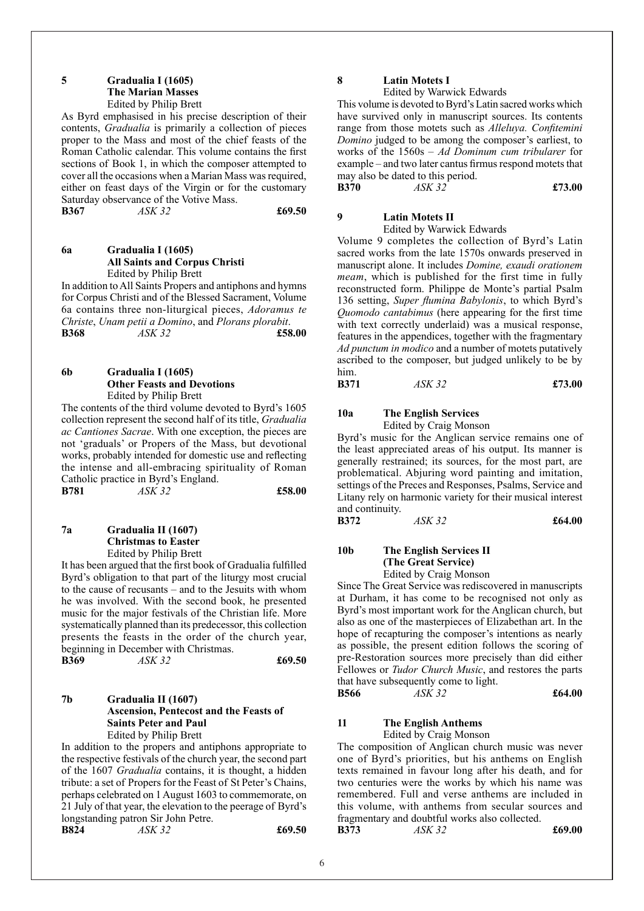### 5 Gradualia I (1605)
### The Marian Masses

Edited by Philip Brett

As Byrd emphasised in his precise description of their contents, *Gradualia* is primarily a collection of pieces proper to the Mass and most of the chief feasts of the Roman Catholic calendar. This volume contains the first sections of Book 1, in which the composer attempted to cover all the occasions when a Marian Mass was required, either on feast days of the Virgin or for the customary Saturday observance of the Votive Mass.

**B367** *ASK 32* **£69.50**

### 6a Gradualia I (1605)
### All Saints and Corpus Christi

Edited by Philip Brett

In addition to All Saints Propers and antiphons and hymns for Corpus Christi and of the Blessed Sacrament, Volume 6a contains three non-liturgical pieces, *Adoramus te Christe*, *Unam petii a Domino*, and *Plorans plorabit*.

**B368** *ASK 32* **£58.00**

### 6b Gradualia I (1605)
### Other Feasts and Devotions

Edited by Philip Brett

The contents of the third volume devoted to Byrd's 1605 collection represent the second half of its title, *Gradualia ac Cantiones Sacrae*. With one exception, the pieces are not 'graduals' or Propers of the Mass, but devotional works, probably intended for domestic use and reflecting the intense and all-embracing spirituality of Roman Catholic practice in Byrd's England.

**B781** *ASK 32* **£58.00**

### 7a Gradualia II (1607)
### Christmas to Easter

Edited by Philip Brett

It has been argued that the first book of Gradualia fulfilled Byrd's obligation to that part of the liturgy most crucial to the cause of recusants – and to the Jesuits with whom he was involved. With the second book, he presented music for the major festivals of the Christian life. More systematically planned than its predecessor, this collection presents the feasts in the order of the church year, beginning in December with Christmas.

**B369** *ASK 32* **£69.50**

### 7b Gradualia II (1607)
### Ascension, Pentecost and the Feasts of Saints Peter and Paul

Edited by Philip Brett

In addition to the propers and antiphons appropriate to the respective festivals of the church year, the second part of the 1607 *Gradualia* contains, it is thought, a hidden tribute: a set of Propers for the Feast of St Peter's Chains, perhaps celebrated on 1 August 1603 to commemorate, on 21 July of that year, the elevation to the peerage of Byrd's longstanding patron Sir John Petre.

**B824** *ASK 32* **£69.50**

### 8 Latin Motets I

Edited by Warwick Edwards

This volume is devoted to Byrd's Latin sacred works which have survived only in manuscript sources. Its contents range from those motets such as *Alleluya. Confitemini Domino* judged to be among the composer's earliest, to works of the 1560s – *Ad Dominum cum tribularer* for example – and two later cantus firmus respond motets that may also be dated to this period.

**B370** *ASK 32* **£73.00**

### 9 Latin Motets II

Edited by Warwick Edwards

Volume 9 completes the collection of Byrd's Latin sacred works from the late 1570s onwards preserved in manuscript alone. It includes *Domine, exaudi orationem meam*, which is published for the first time in fully reconstructed form. Philippe de Monte's partial Psalm 136 setting, *Super flumina Babylonis*, to which Byrd's *Quomodo cantabimus* (here appearing for the first time with text correctly underlaid) was a musical response, features in the appendices, together with the fragmentary *Ad punctum in modico* and a number of motets putatively ascribed to the composer, but judged unlikely to be by him.

**B371** *ASK 32* **£73.00**

### 10a The English Services

Edited by Craig Monson

Byrd's music for the Anglican service remains one of the least appreciated areas of his output. Its manner is generally restrained; its sources, for the most part, are problematical. Abjuring word painting and imitation, settings of the Preces and Responses, Psalms, Service and Litany rely on harmonic variety for their musical interest and continuity.

**B372** *ASK 32* **£64.00**

### 10b The English Services II
### (The Great Service)

Edited by Craig Monson

Since The Great Service was rediscovered in manuscripts at Durham, it has come to be recognised not only as Byrd's most important work for the Anglican church, but also as one of the masterpieces of Elizabethan art. In the hope of recapturing the composer's intentions as nearly as possible, the present edition follows the scoring of pre-Restoration sources more precisely than did either Fellowes or *Tudor Church Music*, and restores the parts that have subsequently come to light.

**B566** *ASK 32* **£64.00**

### 11 The English Anthems

Edited by Craig Monson

The composition of Anglican church music was never one of Byrd's priorities, but his anthems on English texts remained in favour long after his death, and for two centuries were the works by which his name was remembered. Full and verse anthems are included in this volume, with anthems from secular sources and fragmentary and doubtful works also collected.

**B373** *ASK 32* **£69.00**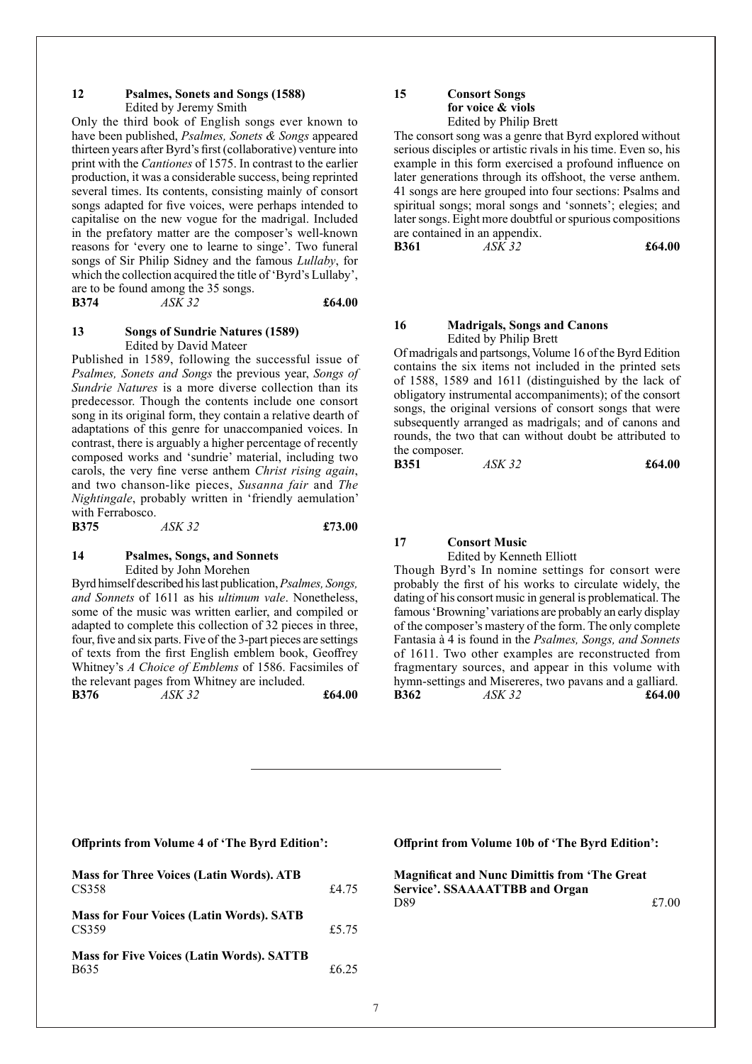### 12 Psalmes, Sonets and Songs (1588)

Edited by Jeremy Smith

Only the third book of English songs ever known to have been published, *Psalmes, Sonets & Songs* appeared thirteen years after Byrd's first (collaborative) venture into print with the *Cantiones* of 1575. In contrast to the earlier production, it was a considerable success, being reprinted several times. Its contents, consisting mainly of consort songs adapted for five voices, were perhaps intended to capitalise on the new vogue for the madrigal. Included in the prefatory matter are the composer's well-known reasons for 'every one to learne to singe'. Two funeral songs of Sir Philip Sidney and the famous *Lullaby*, for which the collection acquired the title of 'Byrd's Lullaby', are to be found among the 35 songs.

**B374** *ASK 32* **£64.00**

### 13 Songs of Sundrie Natures (1589)

Edited by David Mateer

Published in 1589, following the successful issue of *Psalmes, Sonets and Songs* the previous year, *Songs of Sundrie Natures* is a more diverse collection than its predecessor. Though the contents include one consort song in its original form, they contain a relative dearth of adaptations of this genre for unaccompanied voices. In contrast, there is arguably a higher percentage of recently composed works and 'sundrie' material, including two carols, the very fine verse anthem *Christ rising again*, and two chanson-like pieces, *Susanna fair* and *The Nightingale*, probably written in 'friendly aemulation' with Ferrabosco.

**B375** *ASK 32* **£73.00**

### 14 Psalmes, Songs, and Sonnets

Edited by John Morehen

Byrd himself described his last publication, *Psalmes, Songs, and Sonnets* of 1611 as his *ultimum vale*. Nonetheless, some of the music was written earlier, and compiled or adapted to complete this collection of 32 pieces in three, four, five and six parts. Five of the 3-part pieces are settings of texts from the first English emblem book, Geoffrey Whitney's *A Choice of Emblems* of 1586. Facsimiles of the relevant pages from Whitney are included.

**B376** *ASK 32* **£64.00**

### 15 Consort Songs for voice & viols

Edited by Philip Brett

The consort song was a genre that Byrd explored without serious disciples or artistic rivals in his time. Even so, his example in this form exercised a profound influence on later generations through its offshoot, the verse anthem. 41 songs are here grouped into four sections: Psalms and spiritual songs; moral songs and 'sonnets'; elegies; and later songs. Eight more doubtful or spurious compositions are contained in an appendix.

**B361** *ASK 32* **£64.00**

### 16 Madrigals, Songs and Canons

Edited by Philip Brett

Of madrigals and partsongs, Volume 16 of the Byrd Edition contains the six items not included in the printed sets of 1588, 1589 and 1611 (distinguished by the lack of obligatory instrumental accompaniments); of the consort songs, the original versions of consort songs that were subsequently arranged as madrigals; and of canons and rounds, the two that can without doubt be attributed to the composer.

**B351** *ASK 32* **£64.00**

### 17 Consort Music

Edited by Kenneth Elliott

Though Byrd's In nomine settings for consort were probably the first of his works to circulate widely, the dating of his consort music in general is problematical. The famous 'Browning' variations are probably an early display of the composer's mastery of the form. The only complete Fantasia à 4 is found in the *Psalmes, Songs, and Sonnets* of 1611. Two other examples are reconstructed from fragmentary sources, and appear in this volume with hymn-settings and Misereres, two pavans and a galliard.

**B362** *ASK 32* **£64.00**

---

**Offprints from Volume 4 of 'The Byrd Edition':**

**Mass for Three Voices (Latin Words). ATB**
CS358 £4.75

**Mass for Four Voices (Latin Words). SATB**
CS359 £5.75

**Mass for Five Voices (Latin Words). SATTB**
B635 £6.25

**Offprint from Volume 10b of 'The Byrd Edition':**

**Magnificat and Nunc Dimittis from 'The Great Service'. SSAAAATTBB and Organ**
D89 £7.00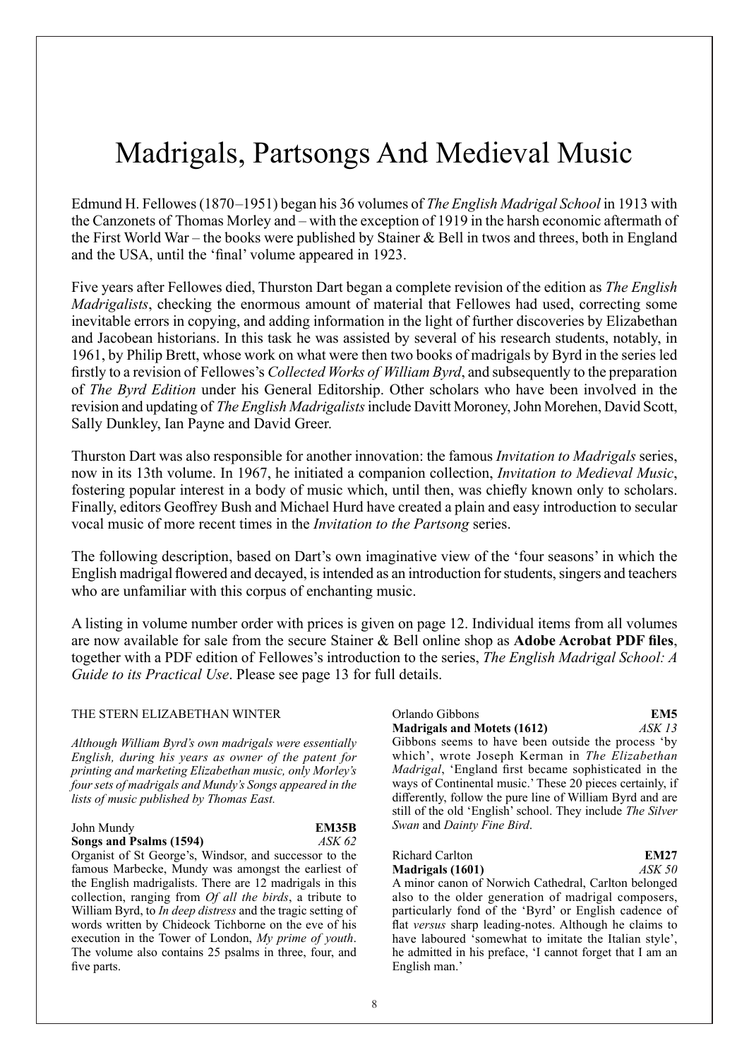# Madrigals, Partsongs And Medieval Music

Edmund H. Fellowes (1870–1951) began his 36 volumes of *The English Madrigal School* in 1913 with the Canzonets of Thomas Morley and – with the exception of 1919 in the harsh economic aftermath of the First World War – the books were published by Stainer & Bell in twos and threes, both in England and the USA, until the 'final' volume appeared in 1923.

Five years after Fellowes died, Thurston Dart began a complete revision of the edition as *The English Madrigalists*, checking the enormous amount of material that Fellowes had used, correcting some inevitable errors in copying, and adding information in the light of further discoveries by Elizabethan and Jacobean historians. In this task he was assisted by several of his research students, notably, in 1961, by Philip Brett, whose work on what were then two books of madrigals by Byrd in the series led firstly to a revision of Fellowes's *Collected Works of William Byrd*, and subsequently to the preparation of *The Byrd Edition* under his General Editorship. Other scholars who have been involved in the revision and updating of *The English Madrigalists* include Davitt Moroney, John Morehen, David Scott, Sally Dunkley, Ian Payne and David Greer.

Thurston Dart was also responsible for another innovation: the famous *Invitation to Madrigals* series, now in its 13th volume. In 1967, he initiated a companion collection, *Invitation to Medieval Music*, fostering popular interest in a body of music which, until then, was chiefly known only to scholars. Finally, editors Geoffrey Bush and Michael Hurd have created a plain and easy introduction to secular vocal music of more recent times in the *Invitation to the Partsong* series.

The following description, based on Dart's own imaginative view of the 'four seasons' in which the English madrigal flowered and decayed, is intended as an introduction for students, singers and teachers who are unfamiliar with this corpus of enchanting music.

A listing in volume number order with prices is given on page 12. Individual items from all volumes are now available for sale from the secure Stainer & Bell online shop as **Adobe Acrobat PDF files**, together with a PDF edition of Fellowes's introduction to the series, *The English Madrigal School: A Guide to its Practical Use*. Please see page 13 for full details.

## THE STERN ELIZABETHAN WINTER

*Although William Byrd's own madrigals were essentially English, during his years as owner of the patent for printing and marketing Elizabethan music, only Morley's four sets of madrigals and Mundy's Songs appeared in the lists of music published by Thomas East.*

John Mundy **EM35B**
**Songs and Psalms (1594)** *ASK 62*
Organist of St George's, Windsor, and successor to the famous Marbecke, Mundy was amongst the earliest of the English madrigalists. There are 12 madrigals in this collection, ranging from *Of all the birds*, a tribute to William Byrd, to *In deep distress* and the tragic setting of words written by Chideock Tichborne on the eve of his execution in the Tower of London, *My prime of youth*. The volume also contains 25 psalms in three, four, and five parts.

Orlando Gibbons **EM5**
**Madrigals and Motets (1612)** *ASK 13*
Gibbons seems to have been outside the process 'by which', wrote Joseph Kerman in *The Elizabethan Madrigal*, 'England first became sophisticated in the ways of Continental music.' These 20 pieces certainly, if differently, follow the pure line of William Byrd and are still of the old 'English' school. They include *The Silver Swan* and *Dainty Fine Bird*.

Richard Carlton **EM27**
**Madrigals (1601)** *ASK 50*
A minor canon of Norwich Cathedral, Carlton belonged also to the older generation of madrigal composers, particularly fond of the 'Byrd' or English cadence of flat *versus* sharp leading-notes. Although he claims to have laboured 'somewhat to imitate the Italian style', he admitted in his preface, 'I cannot forget that I am an English man.'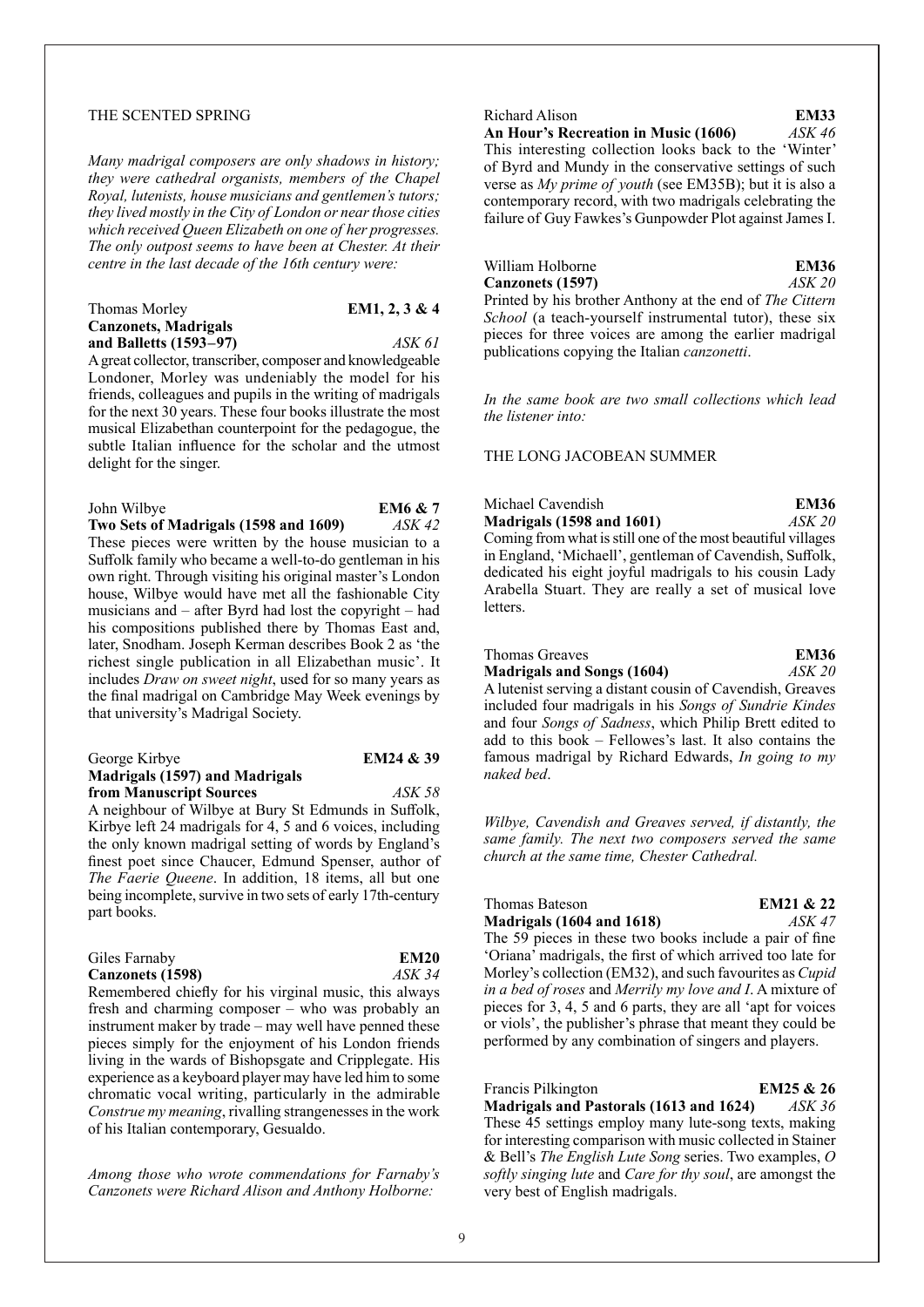## THE SCENTED SPRING

*Many madrigal composers are only shadows in history; they were cathedral organists, members of the Chapel Royal, lutenists, house musicians and gentlemen's tutors; they lived mostly in the City of London or near those cities which received Queen Elizabeth on one of her progresses. The only outpost seems to have been at Chester. At their centre in the last decade of the 16th century were:*

Thomas Morley **EM1, 2, 3 & 4**
**Canzonets, Madrigals and Balletts (1593–97)** *ASK 61*
A great collector, transcriber, composer and knowledgeable Londoner, Morley was undeniably the model for his friends, colleagues and pupils in the writing of madrigals for the next 30 years. These four books illustrate the most musical Elizabethan counterpoint for the pedagogue, the subtle Italian influence for the scholar and the utmost delight for the singer.

John Wilbye **EM6 & 7**
**Two Sets of Madrigals (1598 and 1609)** *ASK 42*
These pieces were written by the house musician to a Suffolk family who became a well-to-do gentleman in his own right. Through visiting his original master's London house, Wilbye would have met all the fashionable City musicians and – after Byrd had lost the copyright – had his compositions published there by Thomas East and, later, Snodham. Joseph Kerman describes Book 2 as 'the richest single publication in all Elizabethan music'. It includes *Draw on sweet night*, used for so many years as the final madrigal on Cambridge May Week evenings by that university's Madrigal Society.

George Kirbye **EM24 & 39**
**Madrigals (1597) and Madrigals from Manuscript Sources** *ASK 58*
A neighbour of Wilbye at Bury St Edmunds in Suffolk, Kirbye left 24 madrigals for 4, 5 and 6 voices, including the only known madrigal setting of words by England's finest poet since Chaucer, Edmund Spenser, author of *The Faerie Queene*. In addition, 18 items, all but one being incomplete, survive in two sets of early 17th-century part books.

Giles Farnaby **EM20**
**Canzonets (1598)** *ASK 34*
Remembered chiefly for his virginal music, this always fresh and charming composer – who was probably an instrument maker by trade – may well have penned these pieces simply for the enjoyment of his London friends living in the wards of Bishopsgate and Cripplegate. His experience as a keyboard player may have led him to some chromatic vocal writing, particularly in the admirable *Construe my meaning*, rivalling strangenesses in the work of his Italian contemporary, Gesualdo.

*Among those who wrote commendations for Farnaby's Canzonets were Richard Alison and Anthony Holborne:*

Richard Alison **EM33**
**An Hour's Recreation in Music (1606)** *ASK 46*
This interesting collection looks back to the 'Winter' of Byrd and Mundy in the conservative settings of such verse as *My prime of youth* (see EM35B); but it is also a contemporary record, with two madrigals celebrating the failure of Guy Fawkes's Gunpowder Plot against James I.

William Holborne **EM36**
**Canzonets (1597)** *ASK 20*
Printed by his brother Anthony at the end of *The Cittern School* (a teach-yourself instrumental tutor), these six pieces for three voices are among the earlier madrigal publications copying the Italian *canzonetti*.

*In the same book are two small collections which lead the listener into:*

## THE LONG JACOBEAN SUMMER

Michael Cavendish **EM36**
**Madrigals (1598 and 1601)** *ASK 20*
Coming from what is still one of the most beautiful villages in England, 'Michaell', gentleman of Cavendish, Suffolk, dedicated his eight joyful madrigals to his cousin Lady Arabella Stuart. They are really a set of musical love letters.

Thomas Greaves **EM36**
**Madrigals and Songs (1604)** *ASK 20*
A lutenist serving a distant cousin of Cavendish, Greaves included four madrigals in his *Songs of Sundrie Kindes* and four *Songs of Sadness*, which Philip Brett edited to add to this book – Fellowes's last. It also contains the famous madrigal by Richard Edwards, *In going to my naked bed*.

*Wilbye, Cavendish and Greaves served, if distantly, the same family. The next two composers served the same church at the same time, Chester Cathedral.*

Thomas Bateson **EM21 & 22**
**Madrigals (1604 and 1618)** *ASK 47*
The 59 pieces in these two books include a pair of fine 'Oriana' madrigals, the first of which arrived too late for Morley's collection (EM32), and such favourites as *Cupid in a bed of roses* and *Merrily my love and I*. A mixture of pieces for 3, 4, 5 and 6 parts, they are all 'apt for voices or viols', the publisher's phrase that meant they could be performed by any combination of singers and players.

Francis Pilkington **EM25 & 26**
**Madrigals and Pastorals (1613 and 1624)** *ASK 36*
These 45 settings employ many lute-song texts, making for interesting comparison with music collected in Stainer & Bell's *The English Lute Song* series. Two examples, *O softly singing lute* and *Care for thy soul*, are amongst the very best of English madrigals.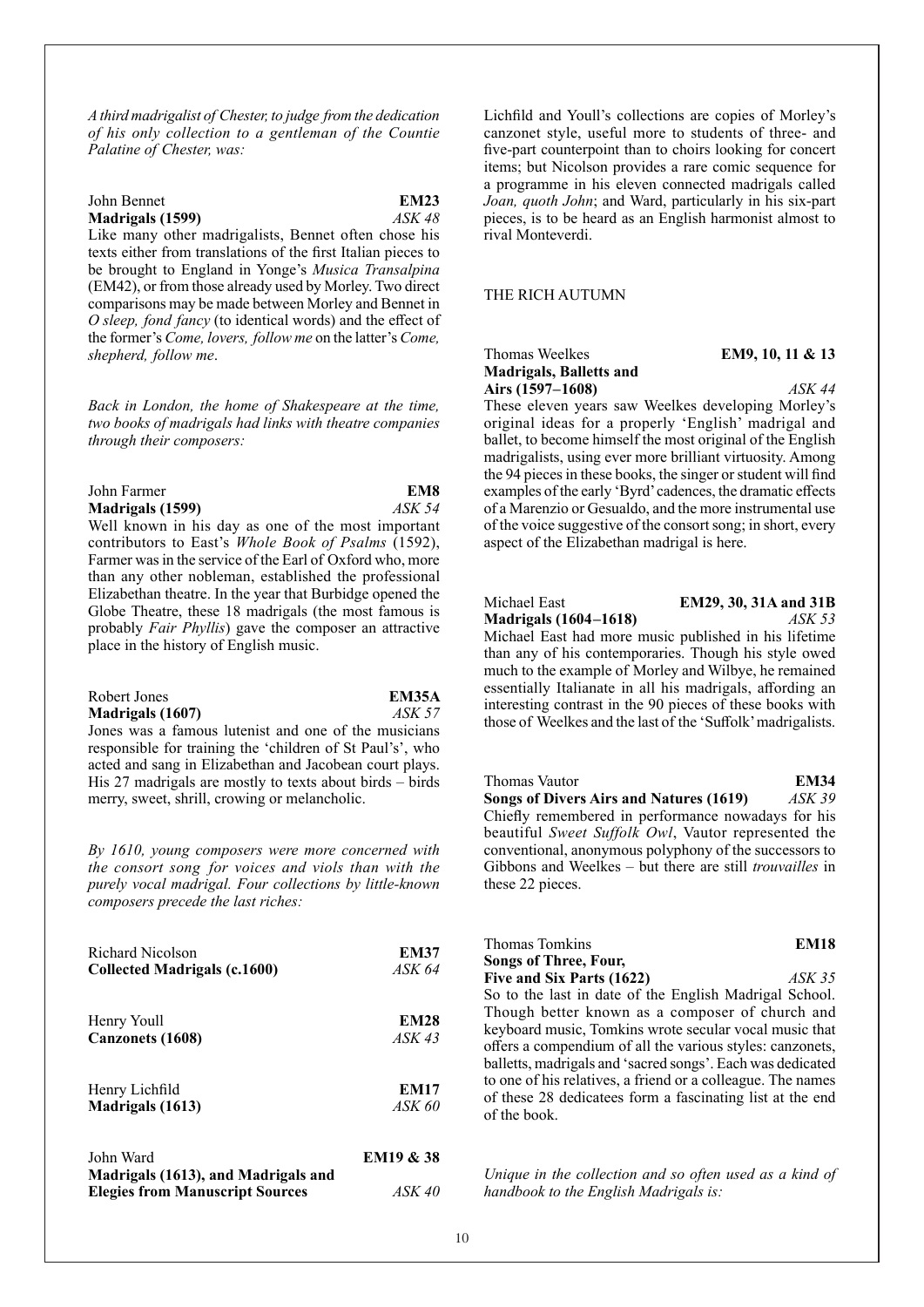*A third madrigalist of Chester, to judge from the dedication of his only collection to a gentleman of the Countie Palatine of Chester, was:*

John Bennet **EM23**
**Madrigals (1599)** *ASK 48*

Like many other madrigalists, Bennet often chose his texts either from translations of the first Italian pieces to be brought to England in Yonge's *Musica Transalpina* (EM42), or from those already used by Morley. Two direct comparisons may be made between Morley and Bennet in *O sleep, fond fancy* (to identical words) and the effect of the former's *Come, lovers, follow me* on the latter's *Come, shepherd, follow me*.

*Back in London, the home of Shakespeare at the time, two books of madrigals had links with theatre companies through their composers:*

John Farmer **EM8**
**Madrigals (1599)** *ASK 54*

Well known in his day as one of the most important contributors to East's *Whole Book of Psalms* (1592), Farmer was in the service of the Earl of Oxford who, more than any other nobleman, established the professional Elizabethan theatre. In the year that Burbidge opened the Globe Theatre, these 18 madrigals (the most famous is probably *Fair Phyllis*) gave the composer an attractive place in the history of English music.

Robert Jones **EM35A**
**Madrigals (1607)** *ASK 57*

Jones was a famous lutenist and one of the musicians responsible for training the 'children of St Paul's', who acted and sang in Elizabethan and Jacobean court plays. His 27 madrigals are mostly to texts about birds – birds merry, sweet, shrill, crowing or melancholic.

*By 1610, young composers were more concerned with the consort song for voices and viols than with the purely vocal madrigal. Four collections by little-known composers precede the last riches:*

Richard Nicolson **EM37**
**Collected Madrigals (c.1600)** *ASK 64*

Henry Youll **EM28**
**Canzonets (1608)** *ASK 43*

Henry Lichfild **EM17**
**Madrigals (1613)** *ASK 60*

John Ward **EM19 & 38**
**Madrigals (1613), and Madrigals and Elegies from Manuscript Sources** *ASK 40*

Lichfild and Youll's collections are copies of Morley's canzonet style, useful more to students of three- and five-part counterpoint than to choirs looking for concert items; but Nicolson provides a rare comic sequence for a programme in his eleven connected madrigals called *Joan, quoth John*; and Ward, particularly in his six-part pieces, is to be heard as an English harmonist almost to rival Monteverdi.

## THE RICH AUTUMN

Thomas Weelkes **EM9, 10, 11 & 13**
**Madrigals, Balletts and Airs (1597–1608)** *ASK 44*

These eleven years saw Weelkes developing Morley's original ideas for a properly 'English' madrigal and ballet, to become himself the most original of the English madrigalists, using ever more brilliant virtuosity. Among the 94 pieces in these books, the singer or student will find examples of the early 'Byrd' cadences, the dramatic effects of a Marenzio or Gesualdo, and the more instrumental use of the voice suggestive of the consort song; in short, every aspect of the Elizabethan madrigal is here.

Michael East **EM29, 30, 31A and 31B**
**Madrigals (1604–1618)** *ASK 53*

Michael East had more music published in his lifetime than any of his contemporaries. Though his style owed much to the example of Morley and Wilbye, he remained essentially Italianate in all his madrigals, affording an interesting contrast in the 90 pieces of these books with those of Weelkes and the last of the 'Suffolk' madrigalists.

Thomas Vautor **EM34**
**Songs of Divers Airs and Natures (1619)** *ASK 39*

Chiefly remembered in performance nowadays for his beautiful *Sweet Suffolk Owl*, Vautor represented the conventional, anonymous polyphony of the successors to Gibbons and Weelkes – but there are still *trouvailles* in these 22 pieces.

Thomas Tomkins **EM18**
**Songs of Three, Four, Five and Six Parts (1622)** *ASK 35*

So to the last in date of the English Madrigal School. Though better known as a composer of church and keyboard music, Tomkins wrote secular vocal music that offers a compendium of all the various styles: canzonets, balletts, madrigals and 'sacred songs'. Each was dedicated to one of his relatives, a friend or a colleague. The names of these 28 dedicatees form a fascinating list at the end of the book.

*Unique in the collection and so often used as a kind of handbook to the English Madrigals is:*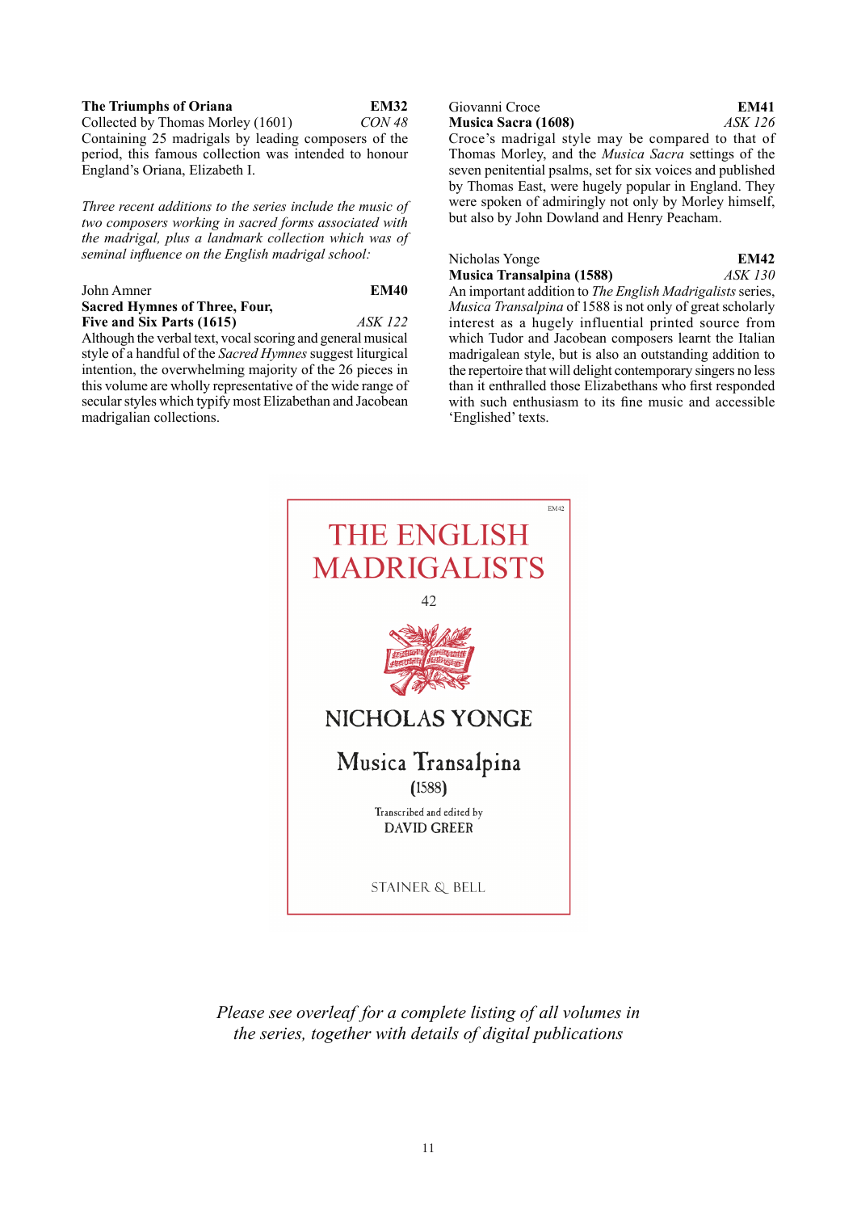**The Triumphs of Oriana** **EM32**
Collected by Thomas Morley (1601) *CON 48*
Containing 25 madrigals by leading composers of the period, this famous collection was intended to honour England's Oriana, Elizabeth I.

*Three recent additions to the series include the music of two composers working in sacred forms associated with the madrigal, plus a landmark collection which was of seminal influence on the English madrigal school:*

John Amner **EM40**
**Sacred Hymnes of Three, Four,**
**Five and Six Parts (1615)** *ASK 122*
Although the verbal text, vocal scoring and general musical style of a handful of the *Sacred Hymnes* suggest liturgical intention, the overwhelming majority of the 26 pieces in this volume are wholly representative of the wide range of secular styles which typify most Elizabethan and Jacobean madrigalian collections.

Giovanni Croce **EM41**
**Musica Sacra (1608)** *ASK 126*
Croce's madrigal style may be compared to that of Thomas Morley, and the *Musica Sacra* settings of the seven penitential psalms, set for six voices and published by Thomas East, were hugely popular in England. They were spoken of admiringly not only by Morley himself, but also by John Dowland and Henry Peacham.

Nicholas Yonge **EM42**
**Musica Transalpina (1588)** *ASK 130*
An important addition to *The English Madrigalists* series, *Musica Transalpina* of 1588 is not only of great scholarly interest as a hugely influential printed source from which Tudor and Jacobean composers learnt the Italian madrigalean style, but is also an outstanding addition to the repertoire that will delight contemporary singers no less than it enthralled those Elizabethans who first responded with such enthusiasm to its fine music and accessible 'Englished' texts.

EM42

THE ENGLISH MADRIGALISTS

42

NICHOLAS YONGE

Musica Transalpina
(1588)

Transcribed and edited by
DAVID GREER

STAINER & BELL

*Please see overleaf for a complete listing of all volumes in the series, together with details of digital publications*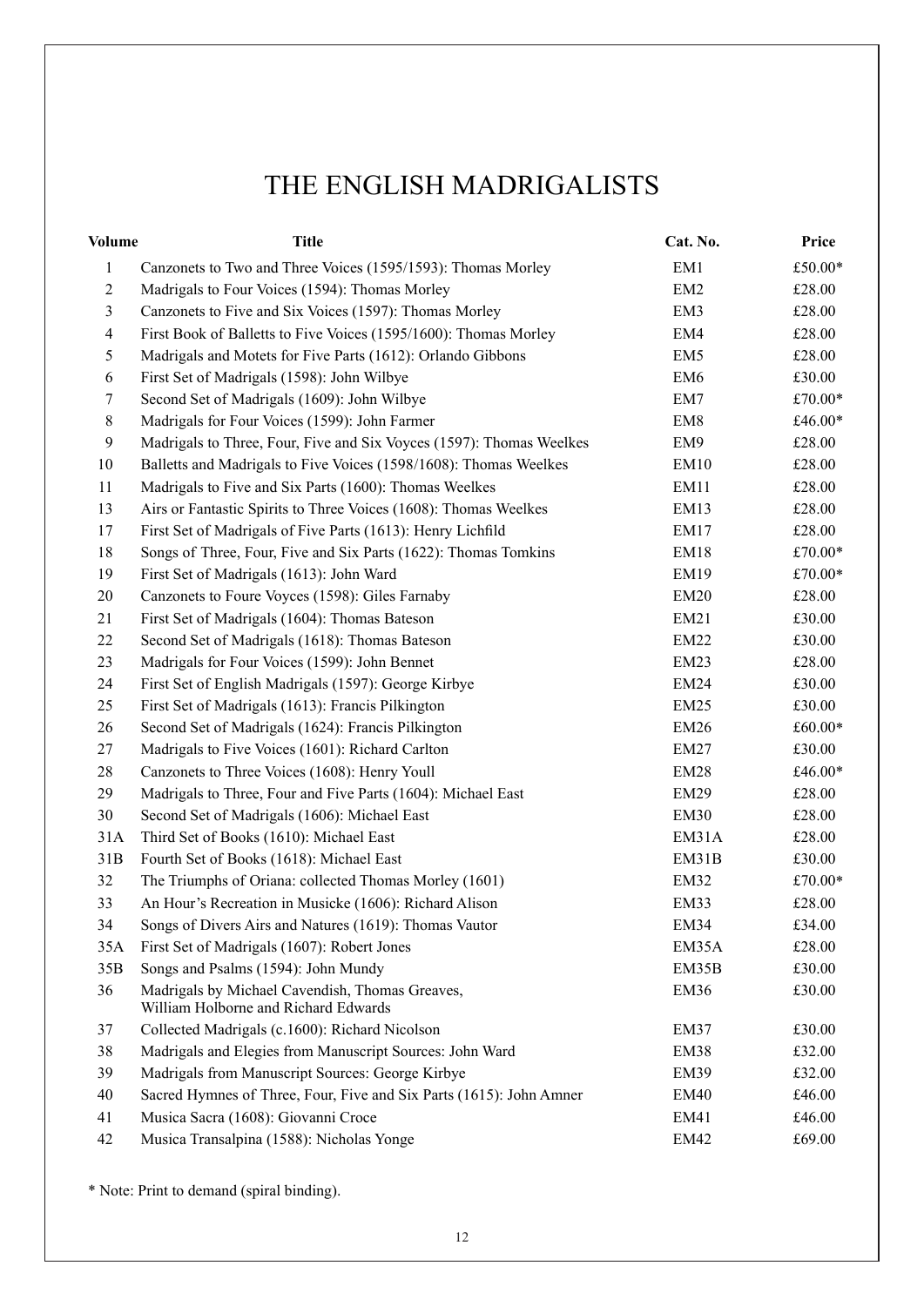# THE ENGLISH MADRIGALISTS

| Volume | Title | Cat. No. | Price |
|---|---|---|---|
| 1 | Canzonets to Two and Three Voices (1595/1593): Thomas Morley | EM1 | £50.00* |
| 2 | Madrigals to Four Voices (1594): Thomas Morley | EM2 | £28.00 |
| 3 | Canzonets to Five and Six Voices (1597): Thomas Morley | EM3 | £28.00 |
| 4 | First Book of Balletts to Five Voices (1595/1600): Thomas Morley | EM4 | £28.00 |
| 5 | Madrigals and Motets for Five Parts (1612): Orlando Gibbons | EM5 | £28.00 |
| 6 | First Set of Madrigals (1598): John Wilbye | EM6 | £30.00 |
| 7 | Second Set of Madrigals (1609): John Wilbye | EM7 | £70.00* |
| 8 | Madrigals for Four Voices (1599): John Farmer | EM8 | £46.00* |
| 9 | Madrigals to Three, Four, Five and Six Voyces (1597): Thomas Weelkes | EM9 | £28.00 |
| 10 | Balletts and Madrigals to Five Voices (1598/1608): Thomas Weelkes | EM10 | £28.00 |
| 11 | Madrigals to Five and Six Parts (1600): Thomas Weelkes | EM11 | £28.00 |
| 13 | Airs or Fantastic Spirits to Three Voices (1608): Thomas Weelkes | EM13 | £28.00 |
| 17 | First Set of Madrigals of Five Parts (1613): Henry Lichfild | EM17 | £28.00 |
| 18 | Songs of Three, Four, Five and Six Parts (1622): Thomas Tomkins | EM18 | £70.00* |
| 19 | First Set of Madrigals (1613): John Ward | EM19 | £70.00* |
| 20 | Canzonets to Foure Voyces (1598): Giles Farnaby | EM20 | £28.00 |
| 21 | First Set of Madrigals (1604): Thomas Bateson | EM21 | £30.00 |
| 22 | Second Set of Madrigals (1618): Thomas Bateson | EM22 | £30.00 |
| 23 | Madrigals for Four Voices (1599): John Bennet | EM23 | £28.00 |
| 24 | First Set of English Madrigals (1597): George Kirbye | EM24 | £30.00 |
| 25 | First Set of Madrigals (1613): Francis Pilkington | EM25 | £30.00 |
| 26 | Second Set of Madrigals (1624): Francis Pilkington | EM26 | £60.00* |
| 27 | Madrigals to Five Voices (1601): Richard Carlton | EM27 | £30.00 |
| 28 | Canzonets to Three Voices (1608): Henry Youll | EM28 | £46.00* |
| 29 | Madrigals to Three, Four and Five Parts (1604): Michael East | EM29 | £28.00 |
| 30 | Second Set of Madrigals (1606): Michael East | EM30 | £28.00 |
| 31A | Third Set of Books (1610): Michael East | EM31A | £28.00 |
| 31B | Fourth Set of Books (1618): Michael East | EM31B | £30.00 |
| 32 | The Triumphs of Oriana: collected Thomas Morley (1601) | EM32 | £70.00* |
| 33 | An Hour's Recreation in Musicke (1606): Richard Alison | EM33 | £28.00 |
| 34 | Songs of Divers Airs and Natures (1619): Thomas Vautor | EM34 | £34.00 |
| 35A | First Set of Madrigals (1607): Robert Jones | EM35A | £28.00 |
| 35B | Songs and Psalms (1594): John Mundy | EM35B | £30.00 |
| 36 | Madrigals by Michael Cavendish, Thomas Greaves, William Holborne and Richard Edwards | EM36 | £30.00 |
| 37 | Collected Madrigals (c.1600): Richard Nicolson | EM37 | £30.00 |
| 38 | Madrigals and Elegies from Manuscript Sources: John Ward | EM38 | £32.00 |
| 39 | Madrigals from Manuscript Sources: George Kirbye | EM39 | £32.00 |
| 40 | Sacred Hymnes of Three, Four, Five and Six Parts (1615): John Amner | EM40 | £46.00 |
| 41 | Musica Sacra (1608): Giovanni Croce | EM41 | £46.00 |
| 42 | Musica Transalpina (1588): Nicholas Yonge | EM42 | £69.00 |

* Note: Print to demand (spiral binding).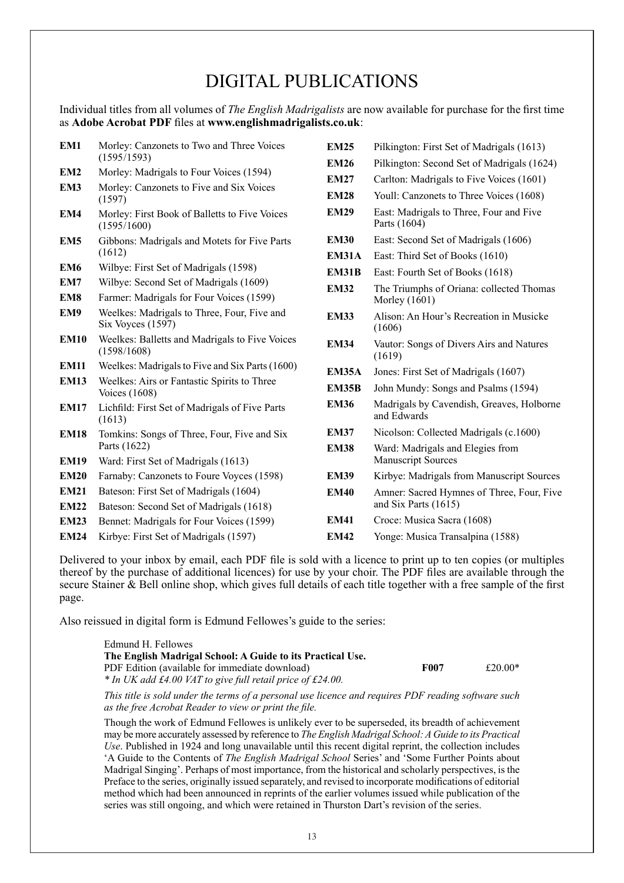# DIGITAL PUBLICATIONS

Individual titles from all volumes of *The English Madrigalists* are now available for purchase for the first time as **Adobe Acrobat PDF** files at **www.englishmadrigalists.co.uk**:

| | |
|---|---|
| **EM1** | Morley: Canzonets to Two and Three Voices (1595/1593) |
| **EM2** | Morley: Madrigals to Four Voices (1594) |
| **EM3** | Morley: Canzonets to Five and Six Voices (1597) |
| **EM4** | Morley: First Book of Balletts to Five Voices (1595/1600) |
| **EM5** | Gibbons: Madrigals and Motets for Five Parts (1612) |
| **EM6** | Wilbye: First Set of Madrigals (1598) |
| **EM7** | Wilbye: Second Set of Madrigals (1609) |
| **EM8** | Farmer: Madrigals for Four Voices (1599) |
| **EM9** | Weelkes: Madrigals to Three, Four, Five and Six Voyces (1597) |
| **EM10** | Weelkes: Balletts and Madrigals to Five Voices (1598/1608) |
| **EM11** | Weelkes: Madrigals to Five and Six Parts (1600) |
| **EM13** | Weelkes: Airs or Fantastic Spirits to Three Voices (1608) |
| **EM17** | Lichfild: First Set of Madrigals of Five Parts (1613) |
| **EM18** | Tomkins: Songs of Three, Four, Five and Six Parts (1622) |
| **EM19** | Ward: First Set of Madrigals (1613) |
| **EM20** | Farnaby: Canzonets to Foure Voyces (1598) |
| **EM21** | Bateson: First Set of Madrigals (1604) |
| **EM22** | Bateson: Second Set of Madrigals (1618) |
| **EM23** | Bennet: Madrigals for Four Voices (1599) |
| **EM24** | Kirbye: First Set of Madrigals (1597) |
| **EM25** | Pilkington: First Set of Madrigals (1613) |
| **EM26** | Pilkington: Second Set of Madrigals (1624) |
| **EM27** | Carlton: Madrigals to Five Voices (1601) |
| **EM28** | Youll: Canzonets to Three Voices (1608) |
| **EM29** | East: Madrigals to Three, Four and Five Parts (1604) |
| **EM30** | East: Second Set of Madrigals (1606) |
| **EM31A** | East: Third Set of Books (1610) |
| **EM31B** | East: Fourth Set of Books (1618) |
| **EM32** | The Triumphs of Oriana: collected Thomas Morley (1601) |
| **EM33** | Alison: An Hour's Recreation in Musicke (1606) |
| **EM34** | Vautor: Songs of Divers Airs and Natures (1619) |
| **EM35A** | Jones: First Set of Madrigals (1607) |
| **EM35B** | John Mundy: Songs and Psalms (1594) |
| **EM36** | Madrigals by Cavendish, Greaves, Holborne and Edwards |
| **EM37** | Nicolson: Collected Madrigals (c.1600) |
| **EM38** | Ward: Madrigals and Elegies from Manuscript Sources |
| **EM39** | Kirbye: Madrigals from Manuscript Sources |
| **EM40** | Amner: Sacred Hymnes of Three, Four, Five and Six Parts (1615) |
| **EM41** | Croce: Musica Sacra (1608) |
| **EM42** | Yonge: Musica Transalpina (1588) |

Delivered to your inbox by email, each PDF file is sold with a licence to print up to ten copies (or multiples thereof by the purchase of additional licences) for use by your choir. The PDF files are available through the secure Stainer & Bell online shop, which gives full details of each title together with a free sample of the first page.

Also reissued in digital form is Edmund Fellowes's guide to the series:

Edmund H. Fellowes
**The English Madrigal School: A Guide to its Practical Use.**
PDF Edition (available for immediate download) **F007** £20.00*
*\* In UK add £4.00 VAT to give full retail price of £24.00.*

*This title is sold under the terms of a personal use licence and requires PDF reading software such as the free Acrobat Reader to view or print the file.*

Though the work of Edmund Fellowes is unlikely ever to be superseded, its breadth of achievement may be more accurately assessed by reference to *The English Madrigal School: A Guide to its Practical Use*. Published in 1924 and long unavailable until this recent digital reprint, the collection includes 'A Guide to the Contents of *The English Madrigal School* Series' and 'Some Further Points about Madrigal Singing'. Perhaps of most importance, from the historical and scholarly perspectives, is the Preface to the series, originally issued separately, and revised to incorporate modifications of editorial method which had been announced in reprints of the earlier volumes issued while publication of the series was still ongoing, and which were retained in Thurston Dart's revision of the series.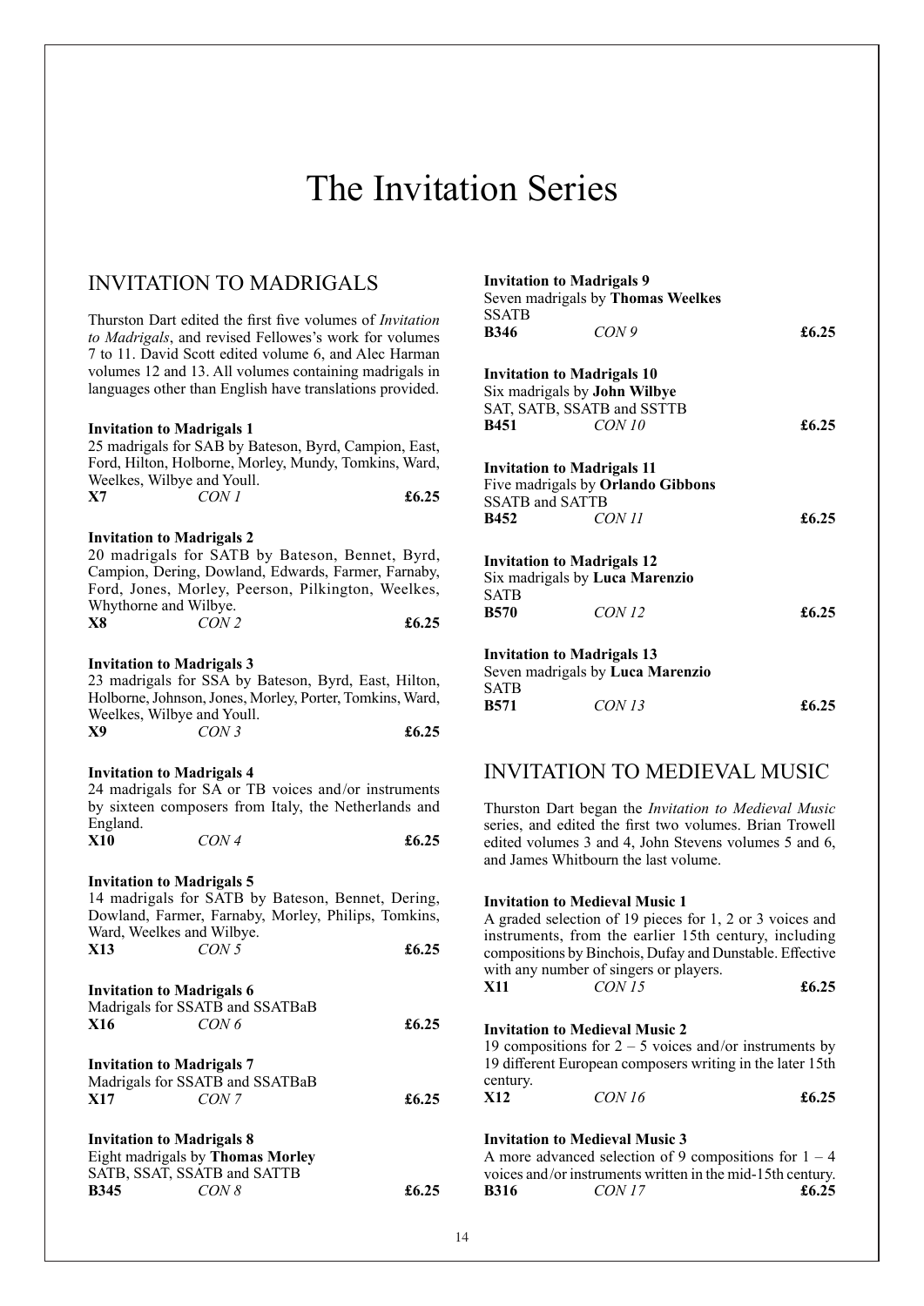# The Invitation Series

## INVITATION TO MADRIGALS

Thurston Dart edited the first five volumes of *Invitation to Madrigals*, and revised Fellowes's work for volumes 7 to 11. David Scott edited volume 6, and Alec Harman volumes 12 and 13. All volumes containing madrigals in languages other than English have translations provided.

**Invitation to Madrigals 1**
25 madrigals for SAB by Bateson, Byrd, Campion, East, Ford, Hilton, Holborne, Morley, Mundy, Tomkins, Ward, Weelkes, Wilbye and Youll.
**X7** *CON 1* **£6.25**

**Invitation to Madrigals 2**
20 madrigals for SATB by Bateson, Bennet, Byrd, Campion, Dering, Dowland, Edwards, Farmer, Farnaby, Ford, Jones, Morley, Peerson, Pilkington, Weelkes, Whythorne and Wilbye.
**X8** *CON 2* **£6.25**

**Invitation to Madrigals 3**
23 madrigals for SSA by Bateson, Byrd, East, Hilton, Holborne, Johnson, Jones, Morley, Porter, Tomkins, Ward, Weelkes, Wilbye and Youll.
**X9** *CON 3* **£6.25**

**Invitation to Madrigals 4**
24 madrigals for SA or TB voices and/or instruments by sixteen composers from Italy, the Netherlands and England.
**X10** *CON 4* **£6.25**

**Invitation to Madrigals 5**
14 madrigals for SATB by Bateson, Bennet, Dering, Dowland, Farmer, Farnaby, Morley, Philips, Tomkins, Ward, Weelkes and Wilbye.
**X13** *CON 5* **£6.25**

**Invitation to Madrigals 6**
Madrigals for SSATB and SSATBaB
**X16** *CON 6* **£6.25**

**Invitation to Madrigals 7**
Madrigals for SSATB and SSATBaB
**X17** *CON 7* **£6.25**

**Invitation to Madrigals 8**
Eight madrigals by **Thomas Morley**
SATB, SSAT, SSATB and SATTB
**B345** *CON 8* **£6.25**

**Invitation to Madrigals 9**
Seven madrigals by **Thomas Weelkes**
SSATB
**B346** *CON 9* **£6.25**

**Invitation to Madrigals 10**
Six madrigals by **John Wilbye**
SAT, SATB, SSATB and SSTTB
**B451** *CON 10* **£6.25**

**Invitation to Madrigals 11**
Five madrigals by **Orlando Gibbons**
SSATB and SATTB
**B452** *CON 11* **£6.25**

**Invitation to Madrigals 12**
Six madrigals by **Luca Marenzio**
SATB
**B570** *CON 12* **£6.25**

**Invitation to Madrigals 13**
Seven madrigals by **Luca Marenzio**
SATB
**B571** *CON 13* **£6.25**

## INVITATION TO MEDIEVAL MUSIC

Thurston Dart began the *Invitation to Medieval Music* series, and edited the first two volumes. Brian Trowell edited volumes 3 and 4, John Stevens volumes 5 and 6, and James Whitbourn the last volume.

**Invitation to Medieval Music 1**
A graded selection of 19 pieces for 1, 2 or 3 voices and instruments, from the earlier 15th century, including compositions by Binchois, Dufay and Dunstable. Effective with any number of singers or players.
**X11** *CON 15* **£6.25**

**Invitation to Medieval Music 2**
19 compositions for 2 – 5 voices and/or instruments by 19 different European composers writing in the later 15th century.
**X12** *CON 16* **£6.25**

**Invitation to Medieval Music 3**
A more advanced selection of 9 compositions for 1 – 4 voices and/or instruments written in the mid-15th century.
**B316** *CON 17* **£6.25**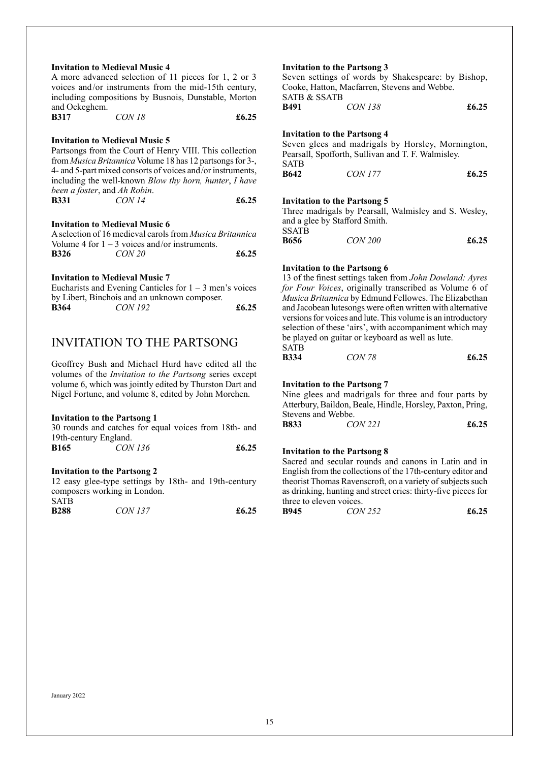**Invitation to Medieval Music 4**

A more advanced selection of 11 pieces for 1, 2 or 3 voices and/or instruments from the mid-15th century, including compositions by Busnois, Dunstable, Morton and Ockeghem.

**B317** *CON 18* **£6.25**

**Invitation to Medieval Music 5**

Partsongs from the Court of Henry VIII. This collection from *Musica Britannica* Volume 18 has 12 partsongs for 3-, 4- and 5-part mixed consorts of voices and/or instruments, including the well-known *Blow thy horn, hunter*, *I have been a foster*, and *Ah Robin*.

**B331** *CON 14* **£6.25**

**Invitation to Medieval Music 6**

A selection of 16 medieval carols from *Musica Britannica* Volume 4 for 1 – 3 voices and/or instruments.

**B326** *CON 20* **£6.25**

**Invitation to Medieval Music 7**

Eucharists and Evening Canticles for 1 – 3 men's voices by Libert, Binchois and an unknown composer.

**B364** *CON 192* **£6.25**

## INVITATION TO THE PARTSONG

Geoffrey Bush and Michael Hurd have edited all the volumes of the *Invitation to the Partsong* series except volume 6, which was jointly edited by Thurston Dart and Nigel Fortune, and volume 8, edited by John Morehen.

**Invitation to the Partsong 1**

30 rounds and catches for equal voices from 18th- and 19th-century England.

**B165** *CON 136* **£6.25**

**Invitation to the Partsong 2**

12 easy glee-type settings by 18th- and 19th-century composers working in London.

SATB

**B288** *CON 137* **£6.25**

**Invitation to the Partsong 3**

Seven settings of words by Shakespeare: by Bishop, Cooke, Hatton, Macfarren, Stevens and Webbe.

SATB & SSATB

**B491** *CON 138* **£6.25**

**Invitation to the Partsong 4**

Seven glees and madrigals by Horsley, Mornington, Pearsall, Spofforth, Sullivan and T. F. Walmisley.

SATB

**B642** *CON 177* **£6.25**

**Invitation to the Partsong 5**

Three madrigals by Pearsall, Walmisley and S. Wesley, and a glee by Stafford Smith.

SSATB

**B656** *CON 200* **£6.25**

**Invitation to the Partsong 6**

13 of the finest settings taken from *John Dowland: Ayres for Four Voices*, originally transcribed as Volume 6 of *Musica Britannica* by Edmund Fellowes. The Elizabethan and Jacobean lutesongs were often written with alternative versions for voices and lute. This volume is an introductory selection of these 'airs', with accompaniment which may be played on guitar or keyboard as well as lute.

SATB

**B334** *CON 78* **£6.25**

**Invitation to the Partsong 7**

Nine glees and madrigals for three and four parts by Atterbury, Baildon, Beale, Hindle, Horsley, Paxton, Pring, Stevens and Webbe.

**B833** *CON 221* **£6.25**

**Invitation to the Partsong 8**

Sacred and secular rounds and canons in Latin and in English from the collections of the 17th-century editor and theorist Thomas Ravenscroft, on a variety of subjects such as drinking, hunting and street cries: thirty-five pieces for three to eleven voices.

**B945** *CON 252* **£6.25**

January 2022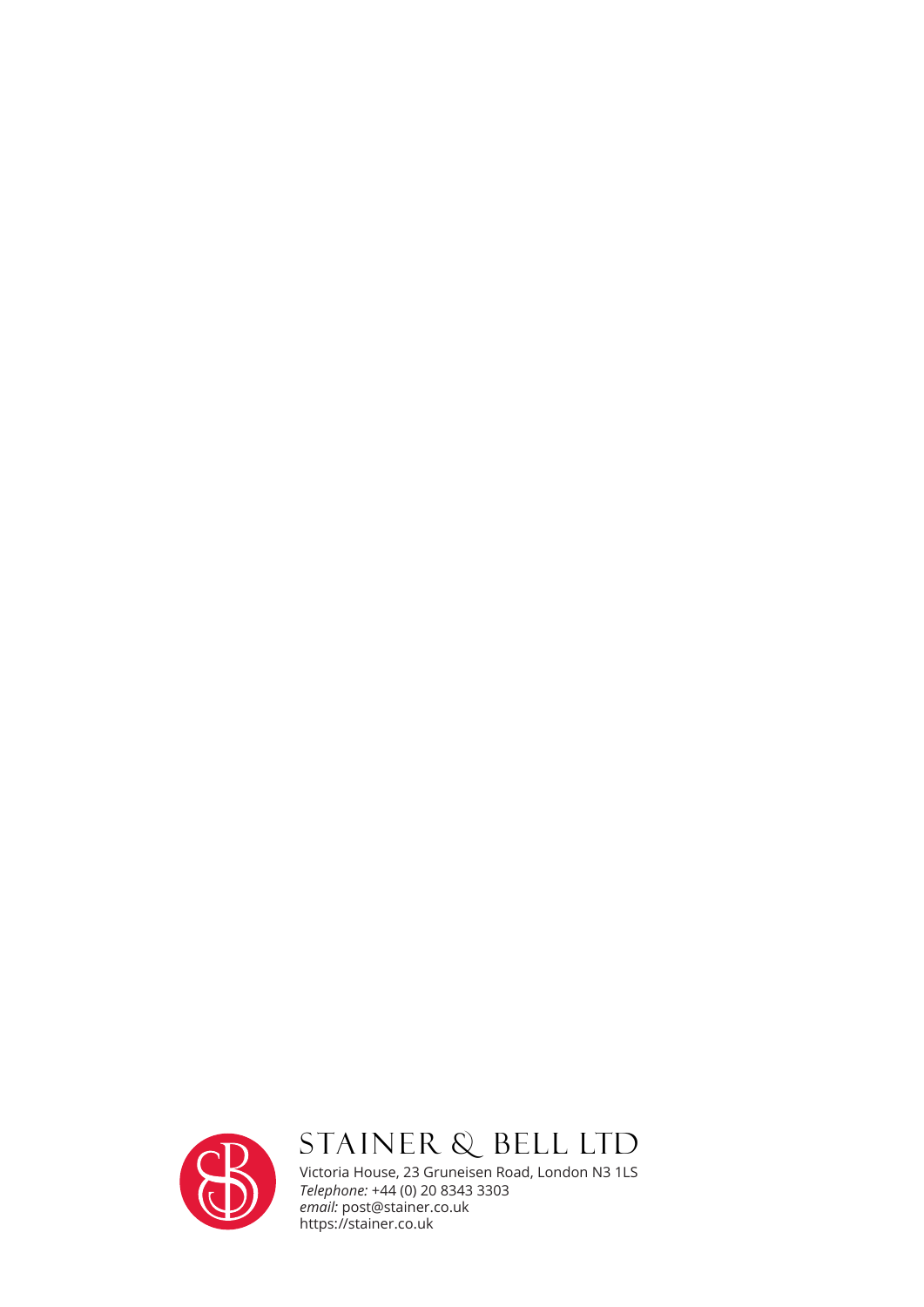STAINER & BELL LTD

Victoria House, 23 Gruneisen Road, London N3 1LS
*Telephone:* +44 (0) 20 8343 3303
*email:* post@stainer.co.uk
https://stainer.co.uk